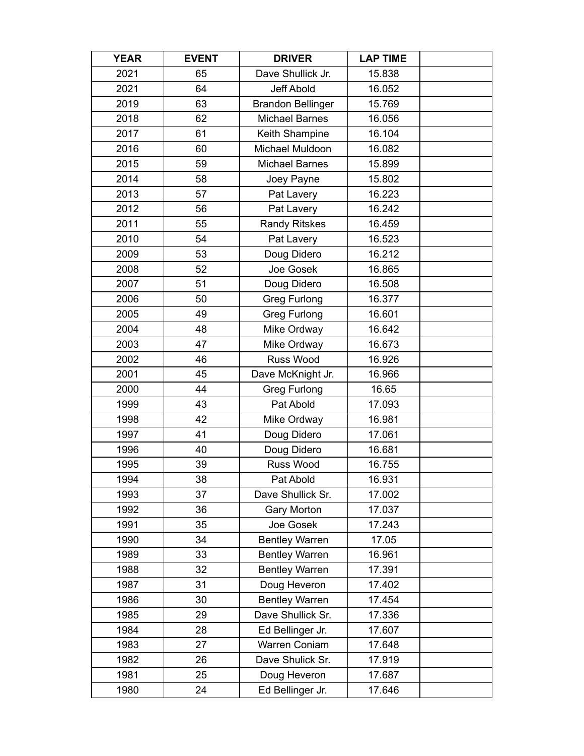| YEAR | EVENT | DRIVER | LAP TIME | |
|---|---|---|---|---|
| 2021 | 65 | Dave Shullick Jr. | 15.838 | |
| 2021 | 64 | Jeff Abold | 16.052 | |
| 2019 | 63 | Brandon Bellinger | 15.769 | |
| 2018 | 62 | Michael Barnes | 16.056 | |
| 2017 | 61 | Keith Shampine | 16.104 | |
| 2016 | 60 | Michael Muldoon | 16.082 | |
| 2015 | 59 | Michael Barnes | 15.899 | |
| 2014 | 58 | Joey Payne | 15.802 | |
| 2013 | 57 | Pat Lavery | 16.223 | |
| 2012 | 56 | Pat Lavery | 16.242 | |
| 2011 | 55 | Randy Ritskes | 16.459 | |
| 2010 | 54 | Pat Lavery | 16.523 | |
| 2009 | 53 | Doug Didero | 16.212 | |
| 2008 | 52 | Joe Gosek | 16.865 | |
| 2007 | 51 | Doug Didero | 16.508 | |
| 2006 | 50 | Greg Furlong | 16.377 | |
| 2005 | 49 | Greg Furlong | 16.601 | |
| 2004 | 48 | Mike Ordway | 16.642 | |
| 2003 | 47 | Mike Ordway | 16.673 | |
| 2002 | 46 | Russ Wood | 16.926 | |
| 2001 | 45 | Dave McKnight Jr. | 16.966 | |
| 2000 | 44 | Greg Furlong | 16.65 | |
| 1999 | 43 | Pat Abold | 17.093 | |
| 1998 | 42 | Mike Ordway | 16.981 | |
| 1997 | 41 | Doug Didero | 17.061 | |
| 1996 | 40 | Doug Didero | 16.681 | |
| 1995 | 39 | Russ Wood | 16.755 | |
| 1994 | 38 | Pat Abold | 16.931 | |
| 1993 | 37 | Dave Shullick Sr. | 17.002 | |
| 1992 | 36 | Gary Morton | 17.037 | |
| 1991 | 35 | Joe Gosek | 17.243 | |
| 1990 | 34 | Bentley Warren | 17.05 | |
| 1989 | 33 | Bentley Warren | 16.961 | |
| 1988 | 32 | Bentley Warren | 17.391 | |
| 1987 | 31 | Doug Heveron | 17.402 | |
| 1986 | 30 | Bentley Warren | 17.454 | |
| 1985 | 29 | Dave Shullick Sr. | 17.336 | |
| 1984 | 28 | Ed Bellinger Jr. | 17.607 | |
| 1983 | 27 | Warren Coniam | 17.648 | |
| 1982 | 26 | Dave Shulick Sr. | 17.919 | |
| 1981 | 25 | Doug Heveron | 17.687 | |
| 1980 | 24 | Ed Bellinger Jr. | 17.646 | |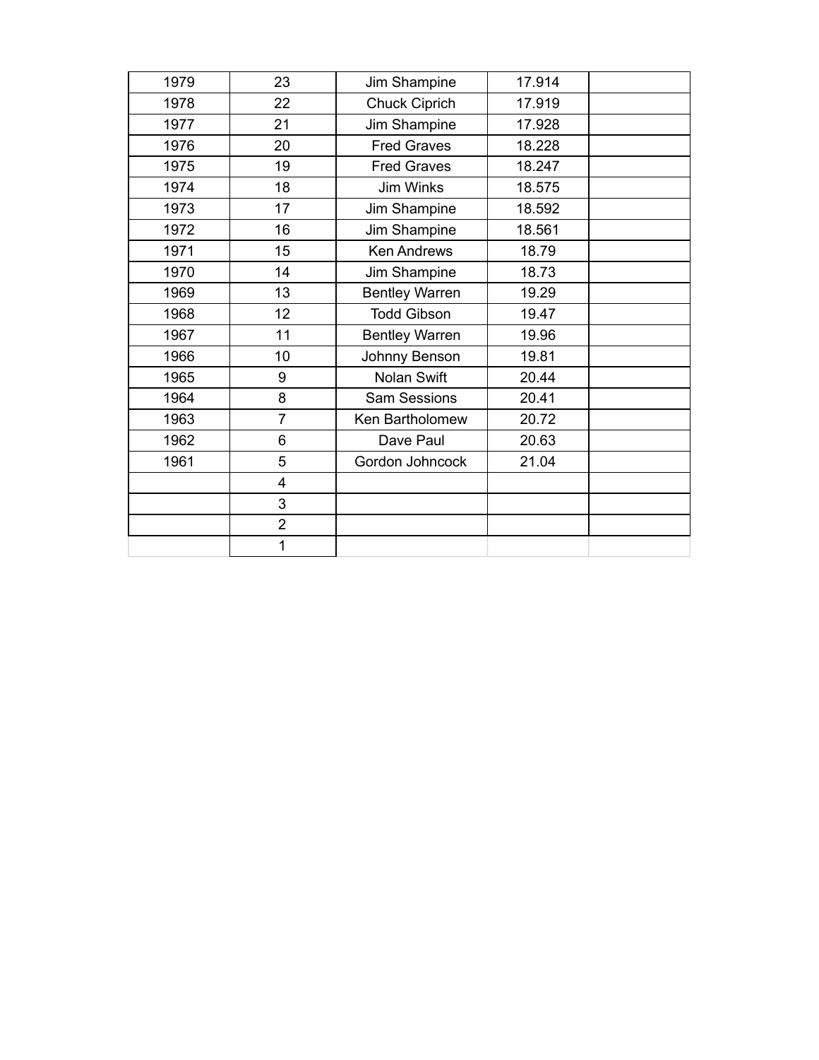| | | | | |
|---|---|---|---|---|
| 1979 | 23 | Jim Shampine | 17.914 | |
| 1978 | 22 | Chuck Ciprich | 17.919 | |
| 1977 | 21 | Jim Shampine | 17.928 | |
| 1976 | 20 | Fred Graves | 18.228 | |
| 1975 | 19 | Fred Graves | 18.247 | |
| 1974 | 18 | Jim Winks | 18.575 | |
| 1973 | 17 | Jim Shampine | 18.592 | |
| 1972 | 16 | Jim Shampine | 18.561 | |
| 1971 | 15 | Ken Andrews | 18.79 | |
| 1970 | 14 | Jim Shampine | 18.73 | |
| 1969 | 13 | Bentley Warren | 19.29 | |
| 1968 | 12 | Todd Gibson | 19.47 | |
| 1967 | 11 | Bentley Warren | 19.96 | |
| 1966 | 10 | Johnny Benson | 19.81 | |
| 1965 | 9 | Nolan Swift | 20.44 | |
| 1964 | 8 | Sam Sessions | 20.41 | |
| 1963 | 7 | Ken Bartholomew | 20.72 | |
| 1962 | 6 | Dave Paul | 20.63 | |
| 1961 | 5 | Gordon Johncock | 21.04 | |
| | 4 | | | |
| | 3 | | | |
| | 2 | | | |
| | 1 | | | |